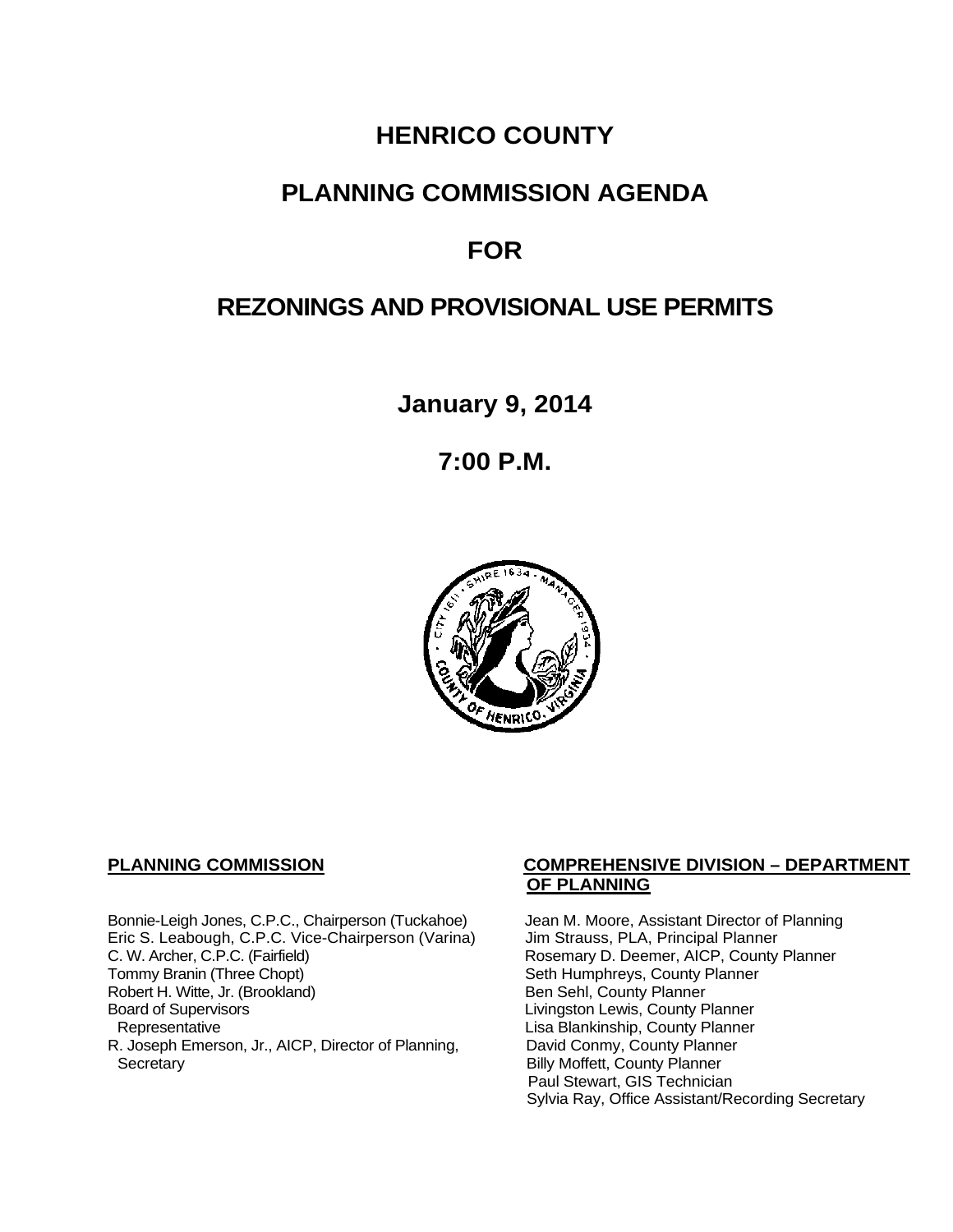# HENRICO COUNTY

# PLANNING COMMISSION AGENDA

# FOR

# REZONINGS AND PROVISIONAL USE PERMITS

**January 9, 2014**

**7:00 P.M.**

**PLANNING COMMISSION**

Bonnie-Leigh Jones, C.P.C., Chairperson (Tuckahoe)
Eric S. Leabough, C.P.C. Vice-Chairperson (Varina)
C. W. Archer, C.P.C. (Fairfield)
Tommy Branin (Three Chopt)
Robert H. Witte, Jr. (Brookland)
Board of Supervisors
Representative
R. Joseph Emerson, Jr., AICP, Director of Planning,
Secretary

**COMPREHENSIVE DIVISION – DEPARTMENT OF PLANNING**

Jean M. Moore, Assistant Director of Planning
Jim Strauss, PLA, Principal Planner
Rosemary D. Deemer, AICP, County Planner
Seth Humphreys, County Planner
Ben Sehl, County Planner
Livingston Lewis, County Planner
Lisa Blankinship, County Planner
David Conmy, County Planner
Billy Moffett, County Planner
Paul Stewart, GIS Technician
Sylvia Ray, Office Assistant/Recording Secretary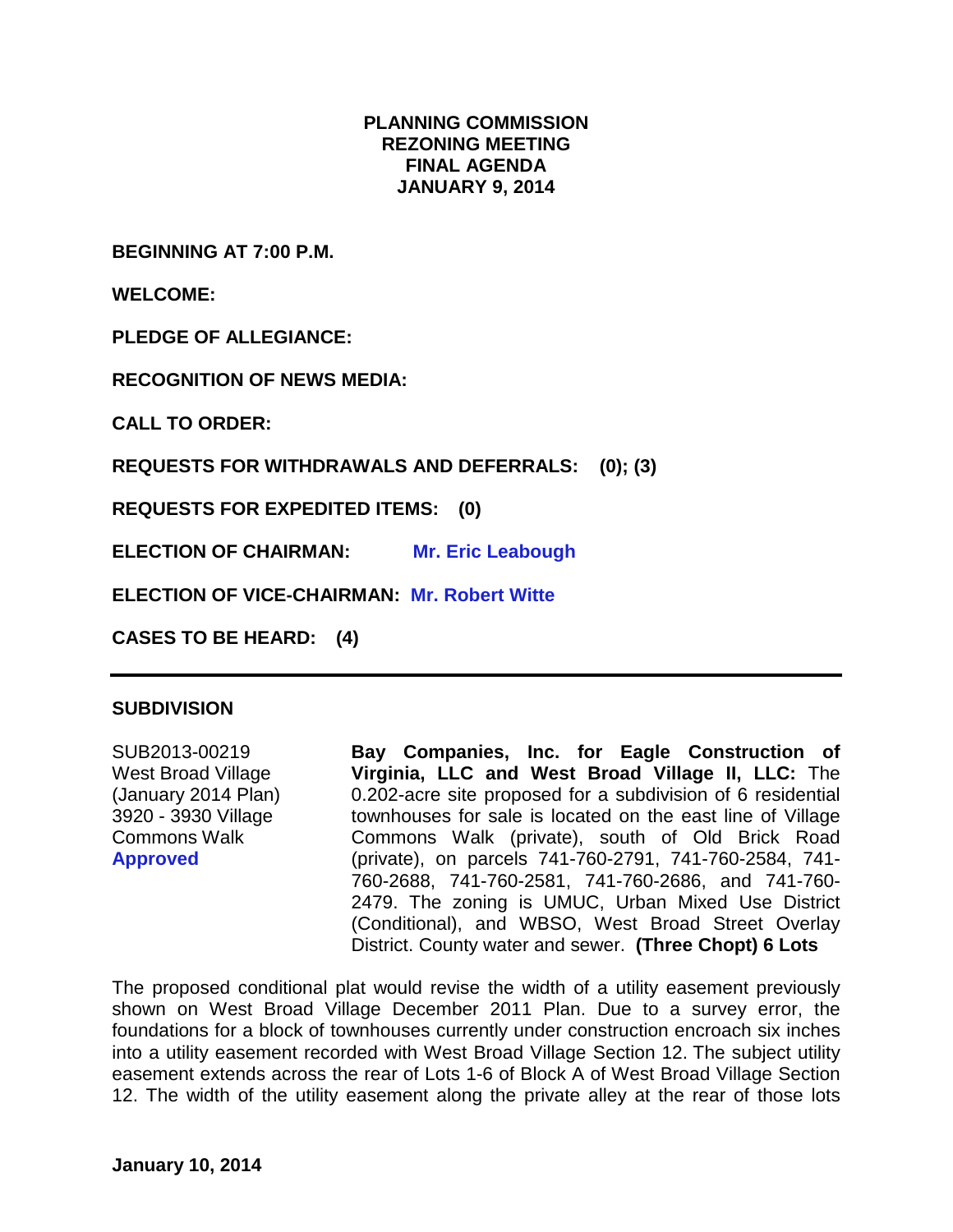**PLANNING COMMISSION**
**REZONING MEETING**
**FINAL AGENDA**
**JANUARY 9, 2014**

**BEGINNING AT 7:00 P.M.**

**WELCOME:**

**PLEDGE OF ALLEGIANCE:**

**RECOGNITION OF NEWS MEDIA:**

**CALL TO ORDER:**

**REQUESTS FOR WITHDRAWALS AND DEFERRALS: (0); (3)**

**REQUESTS FOR EXPEDITED ITEMS: (0)**

**ELECTION OF CHAIRMAN:** **Mr. Eric Leabough**

**ELECTION OF VICE-CHAIRMAN:** **Mr. Robert Witte**

**CASES TO BE HEARD: (4)**

---

## SUBDIVISION

SUB2013-00219
West Broad Village
(January 2014 Plan)
3920 - 3930 Village Commons Walk
**Approved**

**Bay Companies, Inc. for Eagle Construction of Virginia, LLC and West Broad Village II, LLC:** The 0.202-acre site proposed for a subdivision of 6 residential townhouses for sale is located on the east line of Village Commons Walk (private), south of Old Brick Road (private), on parcels 741-760-2791, 741-760-2584, 741-760-2688, 741-760-2581, 741-760-2686, and 741-760-2479. The zoning is UMUC, Urban Mixed Use District (Conditional), and WBSO, West Broad Street Overlay District. County water and sewer. **(Three Chopt) 6 Lots**

The proposed conditional plat would revise the width of a utility easement previously shown on West Broad Village December 2011 Plan. Due to a survey error, the foundations for a block of townhouses currently under construction encroach six inches into a utility easement recorded with West Broad Village Section 12. The subject utility easement extends across the rear of Lots 1-6 of Block A of West Broad Village Section 12. The width of the utility easement along the private alley at the rear of those lots

**January 10, 2014**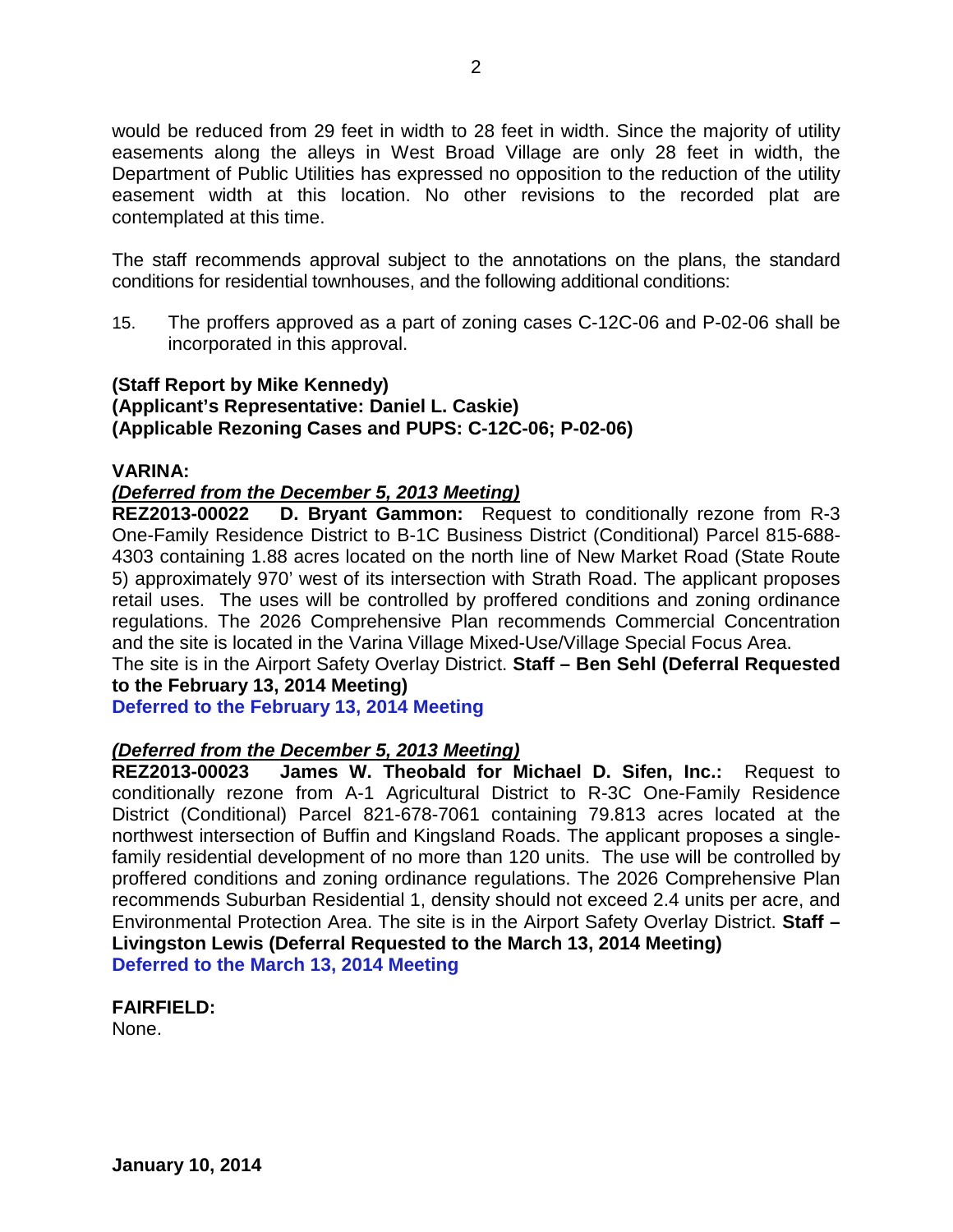would be reduced from 29 feet in width to 28 feet in width. Since the majority of utility easements along the alleys in West Broad Village are only 28 feet in width, the Department of Public Utilities has expressed no opposition to the reduction of the utility easement width at this location. No other revisions to the recorded plat are contemplated at this time.

The staff recommends approval subject to the annotations on the plans, the standard conditions for residential townhouses, and the following additional conditions:

15. The proffers approved as a part of zoning cases C-12C-06 and P-02-06 shall be incorporated in this approval.

**(Staff Report by Mike Kennedy)**
**(Applicant's Representative: Daniel L. Caskie)**
**(Applicable Rezoning Cases and PUPS: C-12C-06; P-02-06)**

**VARINA:**

***(Deferred from the December 5, 2013 Meeting)***
**REZ2013-00022 D. Bryant Gammon:** Request to conditionally rezone from R-3 One-Family Residence District to B-1C Business District (Conditional) Parcel 815-688-4303 containing 1.88 acres located on the north line of New Market Road (State Route 5) approximately 970' west of its intersection with Strath Road. The applicant proposes retail uses. The uses will be controlled by proffered conditions and zoning ordinance regulations. The 2026 Comprehensive Plan recommends Commercial Concentration and the site is located in the Varina Village Mixed-Use/Village Special Focus Area. The site is in the Airport Safety Overlay District. **Staff – Ben Sehl (Deferral Requested to the February 13, 2014 Meeting)**
**Deferred to the February 13, 2014 Meeting**

***(Deferred from the December 5, 2013 Meeting)***
**REZ2013-00023 James W. Theobald for Michael D. Sifen, Inc.:** Request to conditionally rezone from A-1 Agricultural District to R-3C One-Family Residence District (Conditional) Parcel 821-678-7061 containing 79.813 acres located at the northwest intersection of Buffin and Kingsland Roads. The applicant proposes a single-family residential development of no more than 120 units. The use will be controlled by proffered conditions and zoning ordinance regulations. The 2026 Comprehensive Plan recommends Suburban Residential 1, density should not exceed 2.4 units per acre, and Environmental Protection Area. The site is in the Airport Safety Overlay District. **Staff – Livingston Lewis (Deferral Requested to the March 13, 2014 Meeting)**
**Deferred to the March 13, 2014 Meeting**

**FAIRFIELD:**
None.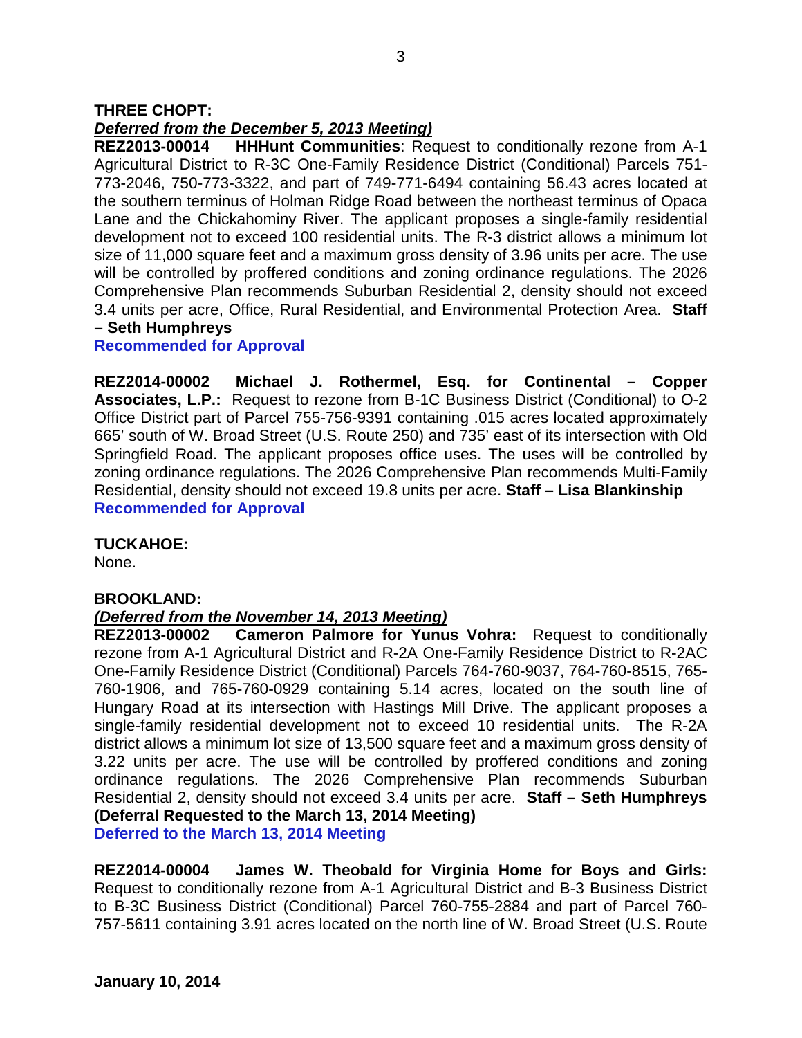**THREE CHOPT:**

***Deferred from the December 5, 2013 Meeting)***

**REZ2013-00014 HHHunt Communities**: Request to conditionally rezone from A-1 Agricultural District to R-3C One-Family Residence District (Conditional) Parcels 751-773-2046, 750-773-3322, and part of 749-771-6494 containing 56.43 acres located at the southern terminus of Holman Ridge Road between the northeast terminus of Opaca Lane and the Chickahominy River. The applicant proposes a single-family residential development not to exceed 100 residential units. The R-3 district allows a minimum lot size of 11,000 square feet and a maximum gross density of 3.96 units per acre. The use will be controlled by proffered conditions and zoning ordinance regulations. The 2026 Comprehensive Plan recommends Suburban Residential 2, density should not exceed 3.4 units per acre, Office, Rural Residential, and Environmental Protection Area. **Staff – Seth Humphreys**

**Recommended for Approval**

**REZ2014-00002 Michael J. Rothermel, Esq. for Continental – Copper Associates, L.P.:** Request to rezone from B-1C Business District (Conditional) to O-2 Office District part of Parcel 755-756-9391 containing .015 acres located approximately 665' south of W. Broad Street (U.S. Route 250) and 735' east of its intersection with Old Springfield Road. The applicant proposes office uses. The uses will be controlled by zoning ordinance regulations. The 2026 Comprehensive Plan recommends Multi-Family Residential, density should not exceed 19.8 units per acre. **Staff – Lisa Blankinship**

**Recommended for Approval**

**TUCKAHOE:**

None.

**BROOKLAND:**

***(Deferred from the November 14, 2013 Meeting)***

**REZ2013-00002 Cameron Palmore for Yunus Vohra:** Request to conditionally rezone from A-1 Agricultural District and R-2A One-Family Residence District to R-2AC One-Family Residence District (Conditional) Parcels 764-760-9037, 764-760-8515, 765-760-1906, and 765-760-0929 containing 5.14 acres, located on the south line of Hungary Road at its intersection with Hastings Mill Drive. The applicant proposes a single-family residential development not to exceed 10 residential units. The R-2A district allows a minimum lot size of 13,500 square feet and a maximum gross density of 3.22 units per acre. The use will be controlled by proffered conditions and zoning ordinance regulations. The 2026 Comprehensive Plan recommends Suburban Residential 2, density should not exceed 3.4 units per acre. **Staff – Seth Humphreys (Deferral Requested to the March 13, 2014 Meeting)**

**Deferred to the March 13, 2014 Meeting**

**REZ2014-00004 James W. Theobald for Virginia Home for Boys and Girls:** Request to conditionally rezone from A-1 Agricultural District and B-3 Business District to B-3C Business District (Conditional) Parcel 760-755-2884 and part of Parcel 760-757-5611 containing 3.91 acres located on the north line of W. Broad Street (U.S. Route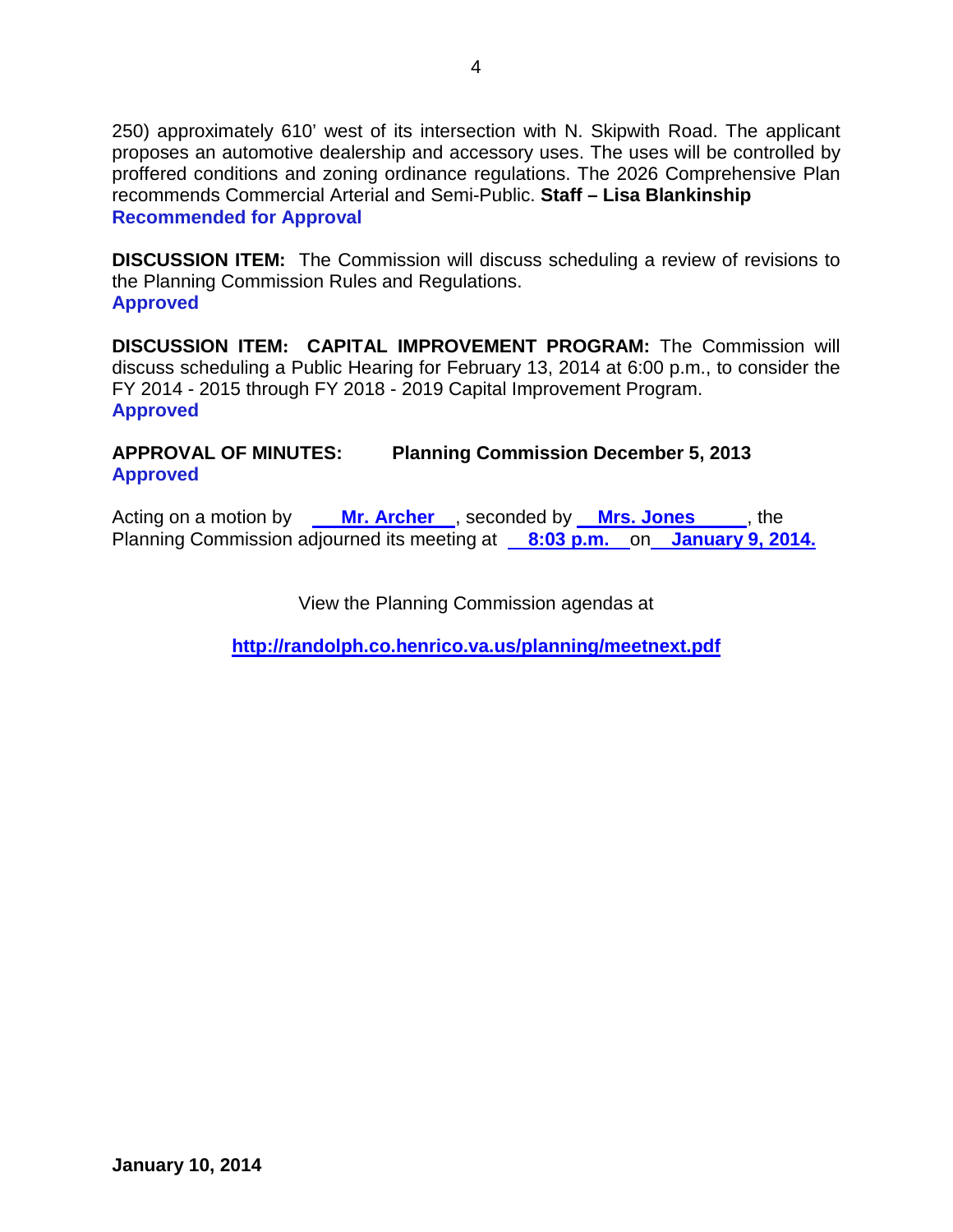250) approximately 610' west of its intersection with N. Skipwith Road. The applicant proposes an automotive dealership and accessory uses. The uses will be controlled by proffered conditions and zoning ordinance regulations. The 2026 Comprehensive Plan recommends Commercial Arterial and Semi-Public. **Staff – Lisa Blankinship**
**Recommended for Approval**

**DISCUSSION ITEM:** The Commission will discuss scheduling a review of revisions to the Planning Commission Rules and Regulations.
**Approved**

**DISCUSSION ITEM: CAPITAL IMPROVEMENT PROGRAM:** The Commission will discuss scheduling a Public Hearing for February 13, 2014 at 6:00 p.m., to consider the FY 2014 - 2015 through FY 2018 - 2019 Capital Improvement Program.
**Approved**

**APPROVAL OF MINUTES: Planning Commission December 5, 2013**
**Approved**

Acting on a motion by **Mr. Archer**, seconded by **Mrs. Jones**, the Planning Commission adjourned its meeting at **8:03 p.m.** on **January 9, 2014.**

View the Planning Commission agendas at

**http://randolph.co.henrico.va.us/planning/meetnext.pdf**

**January 10, 2014**